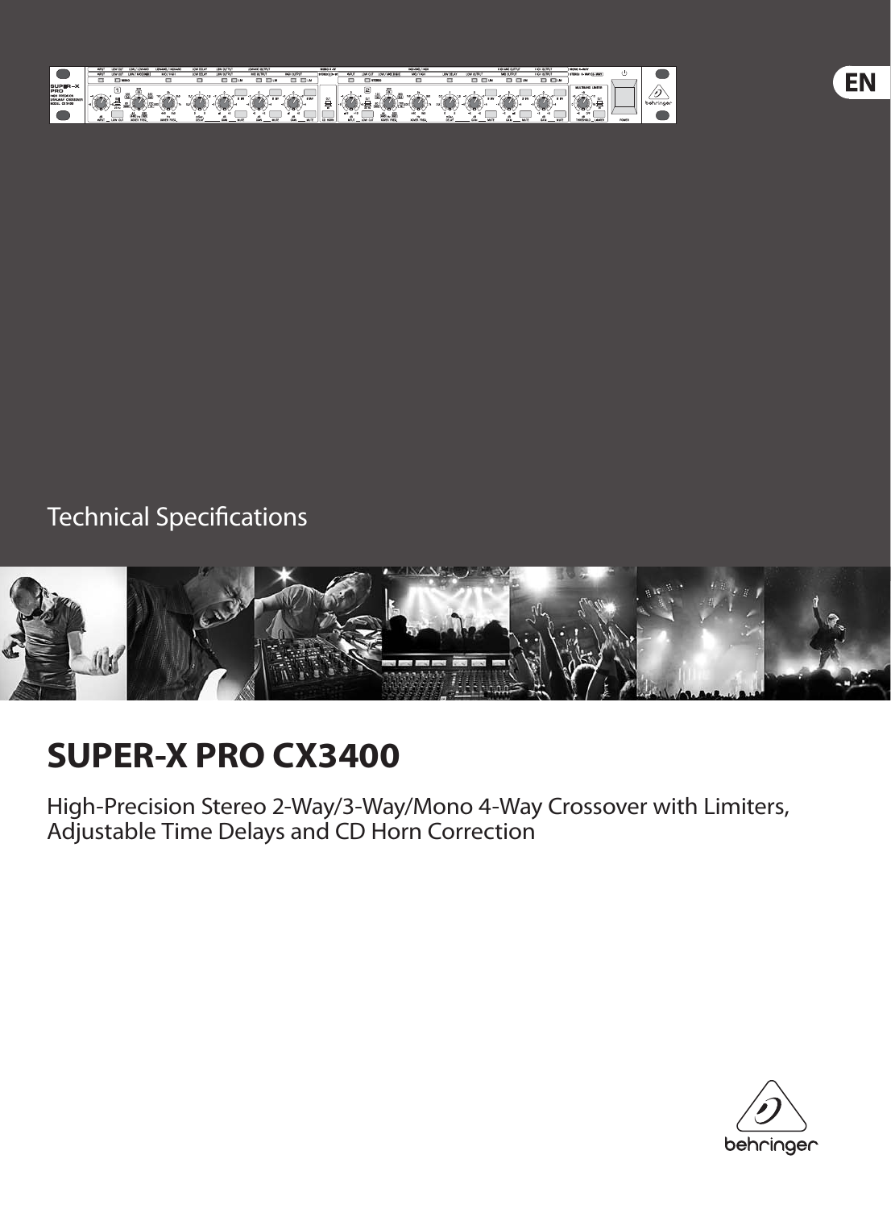EN

Technical Specifications

# SUPER-X PRO CX3400

High-Precision Stereo 2-Way/3-Way/Mono 4-Way Crossover with Limiters, Adjustable Time Delays and CD Horn Correction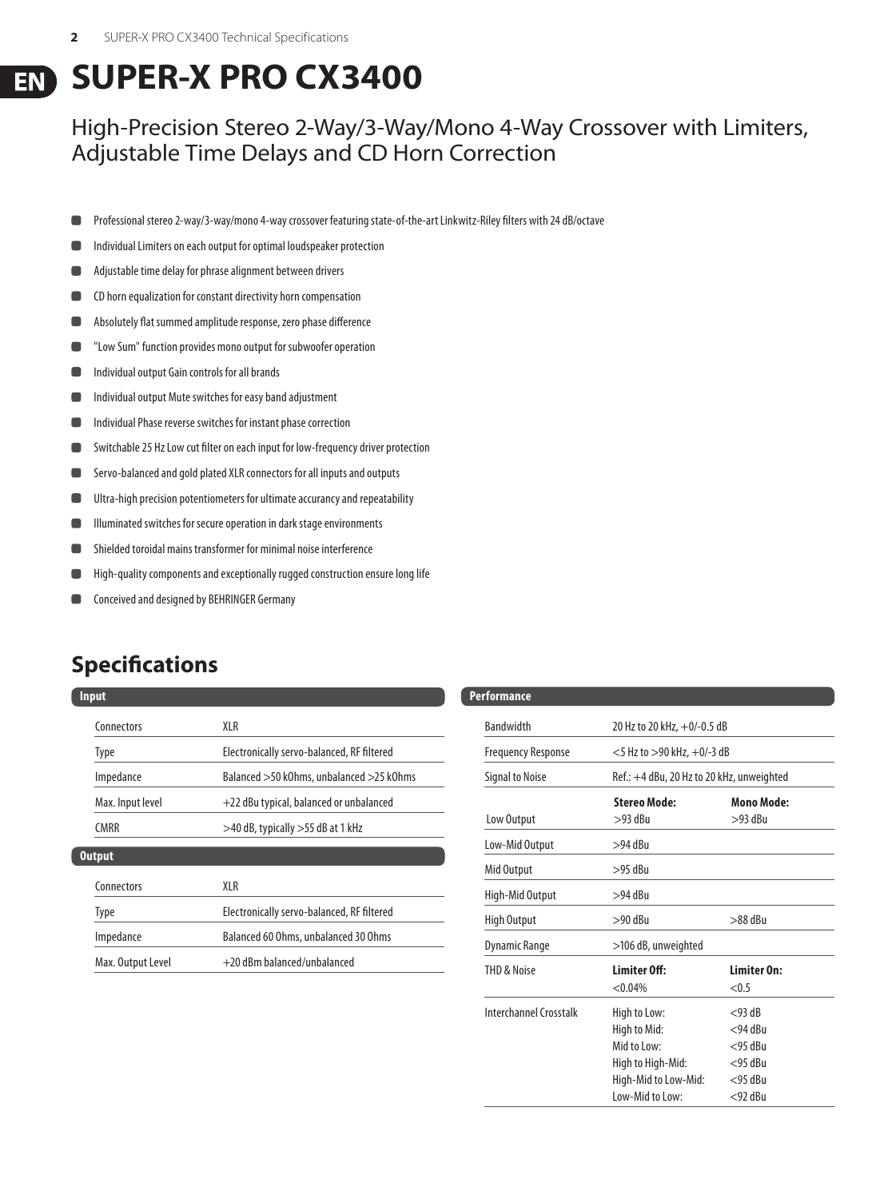# SUPER-X PRO CX3400

## High-Precision Stereo 2-Way/3-Way/Mono 4-Way Crossover with Limiters, Adjustable Time Delays and CD Horn Correction

- Professional stereo 2-way/3-way/mono 4-way crossover featuring state-of-the-art Linkwitz-Riley filters with 24 dB/octave
- Individual Limiters on each output for optimal loudspeaker protection
- Adjustable time delay for phrase alignment between drivers
- CD horn equalization for constant directivity horn compensation
- Absolutely flat summed amplitude response, zero phase difference
- "Low Sum" function provides mono output for subwoofer operation
- Individual output Gain controls for all brands
- Individual output Mute switches for easy band adjustment
- Individual Phase reverse switches for instant phase correction
- Switchable 25 Hz Low cut filter on each input for low-frequency driver protection
- Servo-balanced and gold plated XLR connectors for all inputs and outputs
- Ultra-high precision potentiometers for ultimate accurancy and repeatability
- Illuminated switches for secure operation in dark stage environments
- Shielded toroidal mains transformer for minimal noise interference
- High-quality components and exceptionally rugged construction ensure long life
- Conceived and designed by BEHRINGER Germany

## Specifications

### Input

| | |
|---|---|
| Connectors | XLR |
| Type | Electronically servo-balanced, RF filtered |
| Impedance | Balanced >50 kOhms, unbalanced >25 kOhms |
| Max. Input level | +22 dBu typical, balanced or unbalanced |
| CMRR | >40 dB, typically >55 dB at 1 kHz |

### Output

| | |
|---|---|
| Connectors | XLR |
| Type | Electronically servo-balanced, RF filtered |
| Impedance | Balanced 60 Ohms, unbalanced 30 Ohms |
| Max. Output Level | +20 dBm balanced/unbalanced |

### Performance

| | | |
|---|---|---|
| Bandwidth | 20 Hz to 20 kHz, +0/-0.5 dB | |
| Frequency Response | <5 Hz to >90 kHz, +0/-3 dB | |
| Signal to Noise | Ref.: +4 dBu, 20 Hz to 20 kHz, unweighted | |
| | **Stereo Mode:** | **Mono Mode:** |
| Low Output | >93 dBu | >93 dBu |
| Low-Mid Output | >94 dBu | |
| Mid Output | >95 dBu | |
| High-Mid Output | >94 dBu | |
| High Output | >90 dBu | >88 dBu |
| Dynamic Range | >106 dB, unweighted | |
| THD & Noise | **Limiter Off:** <0.04% | **Limiter On:** <0.5 |
| Interchannel Crosstalk | High to Low: | <93 dB |
| | High to Mid: | <94 dBu |
| | Mid to Low: | <95 dBu |
| | High to High-Mid: | <95 dBu |
| | High-Mid to Low-Mid: | <95 dBu |
| | Low-Mid to Low: | <92 dBu |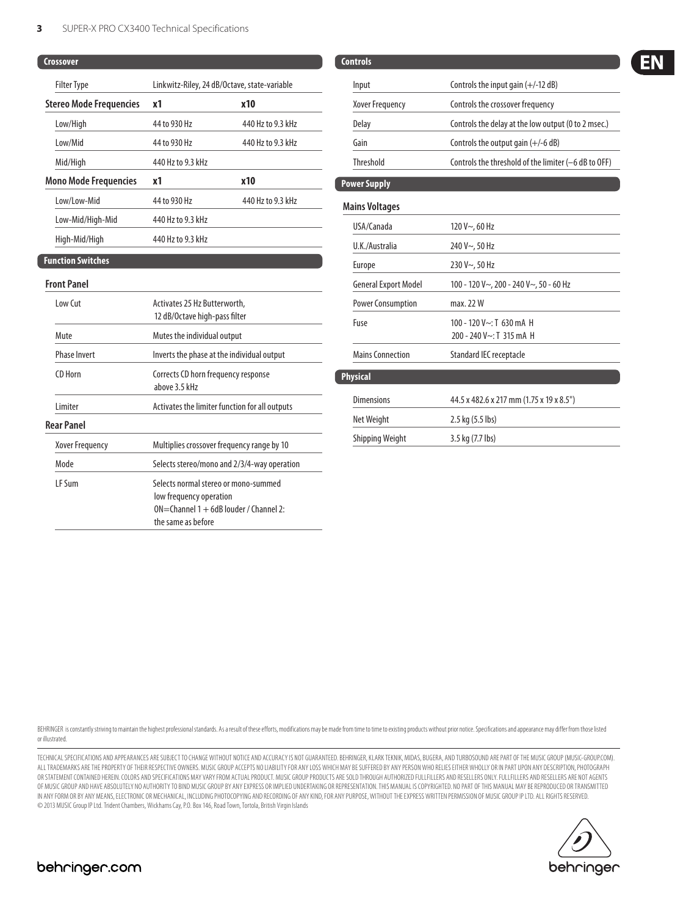## Crossover

| | | |
|---|---|---|
| Filter Type | Linkwitz-Riley, 24 dB/Octave, state-variable | |
| **Stereo Mode Frequencies** | **x1** | **x10** |
| Low/High | 44 to 930 Hz | 440 Hz to 9.3 kHz |
| Low/Mid | 44 to 930 Hz | 440 Hz to 9.3 kHz |
| Mid/High | 440 Hz to 9.3 kHz | |
| **Mono Mode Frequencies** | **x1** | **x10** |
| Low/Low-Mid | 44 to 930 Hz | 440 Hz to 9.3 kHz |
| Low-Mid/High-Mid | 440 Hz to 9.3 kHz | |
| High-Mid/High | 440 Hz to 9.3 kHz | |

## Function Switches

### Front Panel

| | |
|---|---|
| Low Cut | Activates 25 Hz Butterworth, 12 dB/Octave high-pass filter |
| Mute | Mutes the individual output |
| Phase Invert | Inverts the phase at the individual output |
| CD Horn | Corrects CD horn frequency response above 3.5 kHz |
| Limiter | Activates the limiter function for all outputs |

### Rear Panel

| | |
|---|---|
| Xover Frequency | Multiplies crossover frequency range by 10 |
| Mode | Selects stereo/mono and 2/3/4-way operation |
| LF Sum | Selects normal stereo or mono-summed low frequency operation ON=Channel 1 + 6dB louder / Channel 2: the same as before |

## Controls

| | |
|---|---|
| Input | Controls the input gain (+/-12 dB) |
| Xover Frequency | Controls the crossover frequency |
| Delay | Controls the delay at the low output (0 to 2 msec.) |
| Gain | Controls the output gain (+/-6 dB) |
| Threshold | Controls the threshold of the limiter (–6 dB to OFF) |

## Power Supply

### Mains Voltages

| | |
|---|---|
| USA/Canada | 120 V~, 60 Hz |
| U.K./Australia | 240 V~, 50 Hz |
| Europe | 230 V~, 50 Hz |
| General Export Model | 100 - 120 V~, 200 - 240 V~, 50 - 60 Hz |
| Power Consumption | max. 22 W |
| Fuse | 100 - 120 V~: T 630 mA H<br>200 - 240 V~: T 315 mA H |
| Mains Connection | Standard IEC receptacle |

## Physical

| | |
|---|---|
| Dimensions | 44.5 x 482.6 x 217 mm (1.75 x 19 x 8.5") |
| Net Weight | 2.5 kg (5.5 lbs) |
| Shipping Weight | 3.5 kg (7.7 lbs) |

BEHRINGER is constantly striving to maintain the highest professional standards. As a result of these efforts, modifications may be made from time to time to existing products without prior notice. Specifications and appearance may differ from those listed or illustrated.

TECHNICAL SPECIFICATIONS AND APPEARANCES ARE SUBJECT TO CHANGE WITHOUT NOTICE AND ACCURACY IS NOT GUARANTEED. BEHRINGER, KLARK TEKNIK, MIDAS, BUGERA, AND TURBOSOUND ARE PART OF THE MUSIC GROUP (MUSIC-GROUP.COM). ALL TRADEMARKS ARE THE PROPERTY OF THEIR RESPECTIVE OWNERS. MUSIC GROUP ACCEPTS NO LIABILITY FOR ANY LOSS WHICH MAY BE SUFFERED BY ANY PERSON WHO RELIES EITHER WHOLLY OR IN PART UPON ANY DESCRIPTION, PHOTOGRAPH OR STATEMENT CONTAINED HEREIN. COLORS AND SPECIFICATIONS MAY VARY FROM ACTUAL PRODUCT. MUSIC GROUP PRODUCTS ARE SOLD THROUGH AUTHORIZED FULLFILLERS AND RESELLERS ONLY. FULLFILLERS AND RESELLERS ARE NOT AGENTS OF MUSIC GROUP AND HAVE ABSOLUTELY NO AUTHORITY TO BIND MUSIC GROUP BY ANY EXPRESS OR IMPLIED UNDERTAKING OR REPRESENTATION. THIS MANUAL IS COPYRIGHTED. NO PART OF THIS MANUAL MAY BE REPRODUCED OR TRANSMITTED IN ANY FORM OR BY ANY MEANS, ELECTRONIC OR MECHANICAL, INCLUDING PHOTOCOPYING AND RECORDING OF ANY KIND, FOR ANY PURPOSE, WITHOUT THE EXPRESS WRITTEN PERMISSION OF MUSIC GROUP IP LTD. ALL RIGHTS RESERVED.
© 2013 MUSIC Group IP Ltd. Trident Chambers, Wickhams Cay, P.O. Box 146, Road Town, Tortola, British Virgin Islands

behringer.com